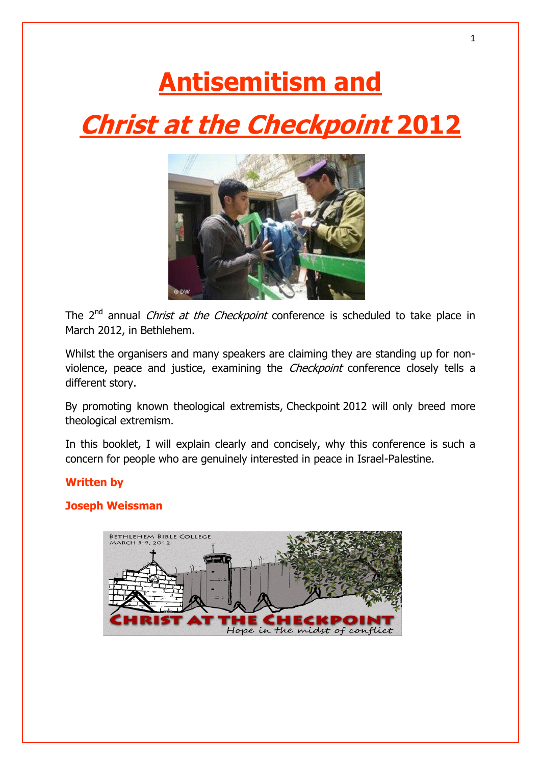# Antisemitism and

# *Christ at the Checkpoint* 2012

The 2nd annual *Christ at the Checkpoint* conference is scheduled to take place in March 2012, in Bethlehem.

Whilst the organisers and many speakers are claiming they are standing up for non-violence, peace and justice, examining the *Checkpoint* conference closely tells a different story.

By promoting known theological extremists, Checkpoint 2012 will only breed more theological extremism.

In this booklet, I will explain clearly and concisely, why this conference is such a concern for people who are genuinely interested in peace in Israel-Palestine.

**Written by**

**Joseph Weissman**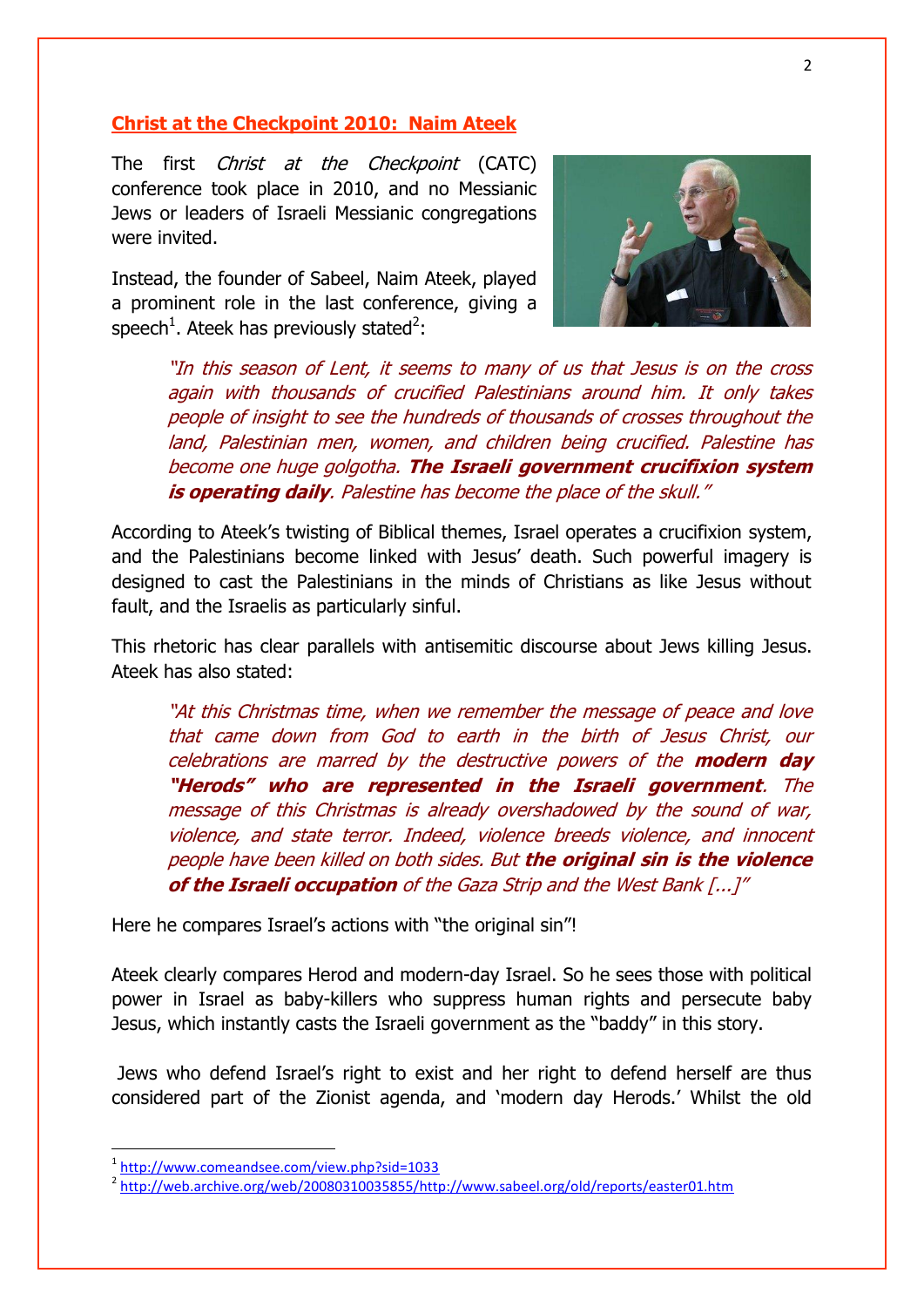## Christ at the Checkpoint 2010: Naim Ateek

The first *Christ at the Checkpoint* (CATC) conference took place in 2010, and no Messianic Jews or leaders of Israeli Messianic congregations were invited.

Instead, the founder of Sabeel, Naim Ateek, played a prominent role in the last conference, giving a speech[1]. Ateek has previously stated[2]:

> *"In this season of Lent, it seems to many of us that Jesus is on the cross again with thousands of crucified Palestinians around him. It only takes people of insight to see the hundreds of thousands of crosses throughout the land, Palestinian men, women, and children being crucified. Palestine has become one huge golgotha.* ***The Israeli government crucifixion system is operating daily****. Palestine has become the place of the skull."*

According to Ateek's twisting of Biblical themes, Israel operates a crucifixion system, and the Palestinians become linked with Jesus' death. Such powerful imagery is designed to cast the Palestinians in the minds of Christians as like Jesus without fault, and the Israelis as particularly sinful.

This rhetoric has clear parallels with antisemitic discourse about Jews killing Jesus. Ateek has also stated:

> *"At this Christmas time, when we remember the message of peace and love that came down from God to earth in the birth of Jesus Christ, our celebrations are marred by the destructive powers of the* ***modern day "Herods" who are represented in the Israeli government****. The message of this Christmas is already overshadowed by the sound of war, violence, and state terror. Indeed, violence breeds violence, and innocent people have been killed on both sides. But* ***the original sin is the violence of the Israeli occupation*** *of the Gaza Strip and the West Bank [...]"*

Here he compares Israel's actions with "the original sin"!

Ateek clearly compares Herod and modern-day Israel. So he sees those with political power in Israel as baby-killers who suppress human rights and persecute baby Jesus, which instantly casts the Israeli government as the "baddy" in this story.

Jews who defend Israel's right to exist and her right to defend herself are thus considered part of the Zionist agenda, and 'modern day Herods.' Whilst the old

---

[1] http://www.comeandsee.com/view.php?sid=1033

[2] http://web.archive.org/web/20080310035855/http://www.sabeel.org/old/reports/easter01.htm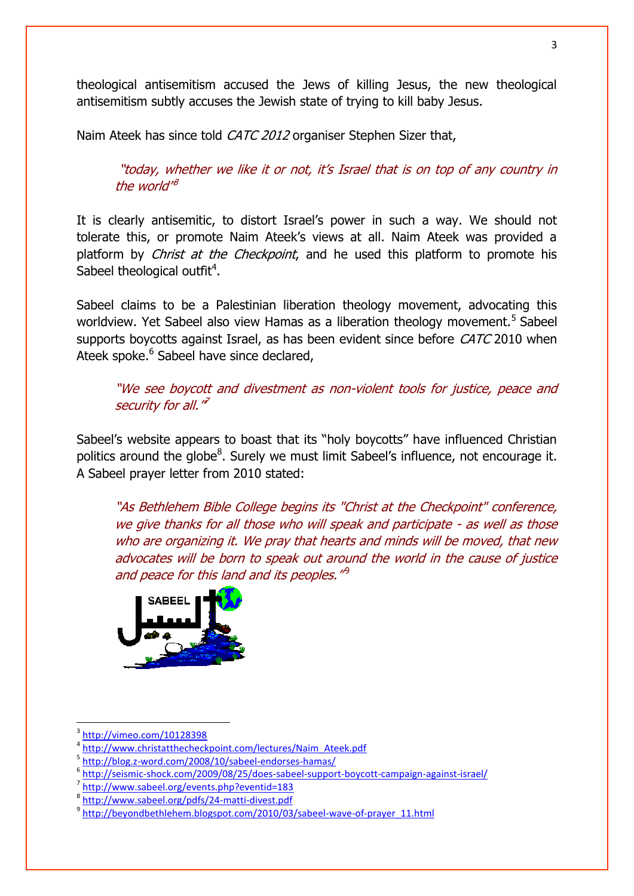theological antisemitism accused the Jews of killing Jesus, the new theological antisemitism subtly accuses the Jewish state of trying to kill baby Jesus.

Naim Ateek has since told *CATC 2012* organiser Stephen Sizer that,

> *"today, whether we like it or not, it's Israel that is on top of any country in the world"*[3]

It is clearly antisemitic, to distort Israel's power in such a way. We should not tolerate this, or promote Naim Ateek's views at all. Naim Ateek was provided a platform by *Christ at the Checkpoint*, and he used this platform to promote his Sabeel theological outfit[4].

Sabeel claims to be a Palestinian liberation theology movement, advocating this worldview. Yet Sabeel also view Hamas as a liberation theology movement.[5] Sabeel supports boycotts against Israel, as has been evident since before *CATC* 2010 when Ateek spoke.[6] Sabeel have since declared,

> *"We see boycott and divestment as non-violent tools for justice, peace and security for all."*[7]

Sabeel's website appears to boast that its "holy boycotts" have influenced Christian politics around the globe[8]. Surely we must limit Sabeel's influence, not encourage it. A Sabeel prayer letter from 2010 stated:

> *"As Bethlehem Bible College begins its "Christ at the Checkpoint" conference, we give thanks for all those who will speak and participate - as well as those who are organizing it. We pray that hearts and minds will be moved, that new advocates will be born to speak out around the world in the cause of justice and peace for this land and its peoples."*[9]

---

[3] http://vimeo.com/10128398
[4] http://www.christatthecheckpoint.com/lectures/Naim_Ateek.pdf
[5] http://blog.z-word.com/2008/10/sabeel-endorses-hamas/
[6] http://seismic-shock.com/2009/08/25/does-sabeel-support-boycott-campaign-against-israel/
[7] http://www.sabeel.org/events.php?eventid=183
[8] http://www.sabeel.org/pdfs/24-matti-divest.pdf
[9] http://beyondbethlehem.blogspot.com/2010/03/sabeel-wave-of-prayer_11.html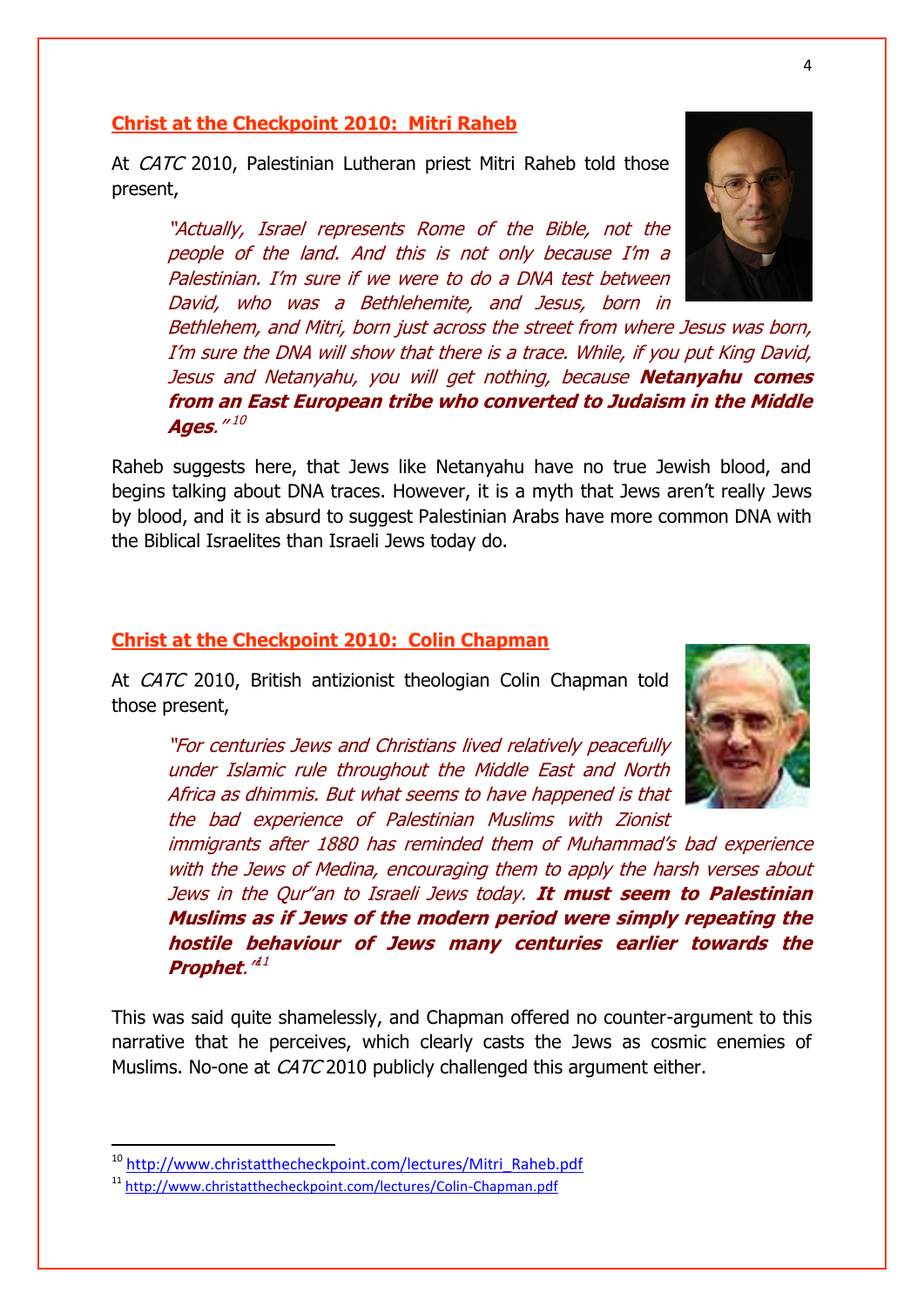## Christ at the Checkpoint 2010: Mitri Raheb

At *CATC* 2010, Palestinian Lutheran priest Mitri Raheb told those present,

> *"Actually, Israel represents Rome of the Bible, not the people of the land. And this is not only because I'm a Palestinian. I'm sure if we were to do a DNA test between David, who was a Bethlehemite, and Jesus, born in Bethlehem, and Mitri, born just across the street from where Jesus was born, I'm sure the DNA will show that there is a trace. While, if you put King David, Jesus and Netanyahu, you will get nothing, because* ***Netanyahu comes from an East European tribe who converted to Judaism in the Middle Ages****."* [10]

Raheb suggests here, that Jews like Netanyahu have no true Jewish blood, and begins talking about DNA traces. However, it is a myth that Jews aren't really Jews by blood, and it is absurd to suggest Palestinian Arabs have more common DNA with the Biblical Israelites than Israeli Jews today do.

## Christ at the Checkpoint 2010: Colin Chapman

At *CATC* 2010, British antizionist theologian Colin Chapman told those present,

> *"For centuries Jews and Christians lived relatively peacefully under Islamic rule throughout the Middle East and North Africa as dhimmis. But what seems to have happened is that the bad experience of Palestinian Muslims with Zionist immigrants after 1880 has reminded them of Muhammad's bad experience with the Jews of Medina, encouraging them to apply the harsh verses about Jews in the Qur"an to Israeli Jews today.* ***It must seem to Palestinian Muslims as if Jews of the modern period were simply repeating the hostile behaviour of Jews many centuries earlier towards the Prophet****."* [11]

This was said quite shamelessly, and Chapman offered no counter-argument to this narrative that he perceives, which clearly casts the Jews as cosmic enemies of Muslims. No-one at *CATC* 2010 publicly challenged this argument either.

---

[10] http://www.christatthecheckpoint.com/lectures/Mitri_Raheb.pdf

[11] http://www.christatthecheckpoint.com/lectures/Colin-Chapman.pdf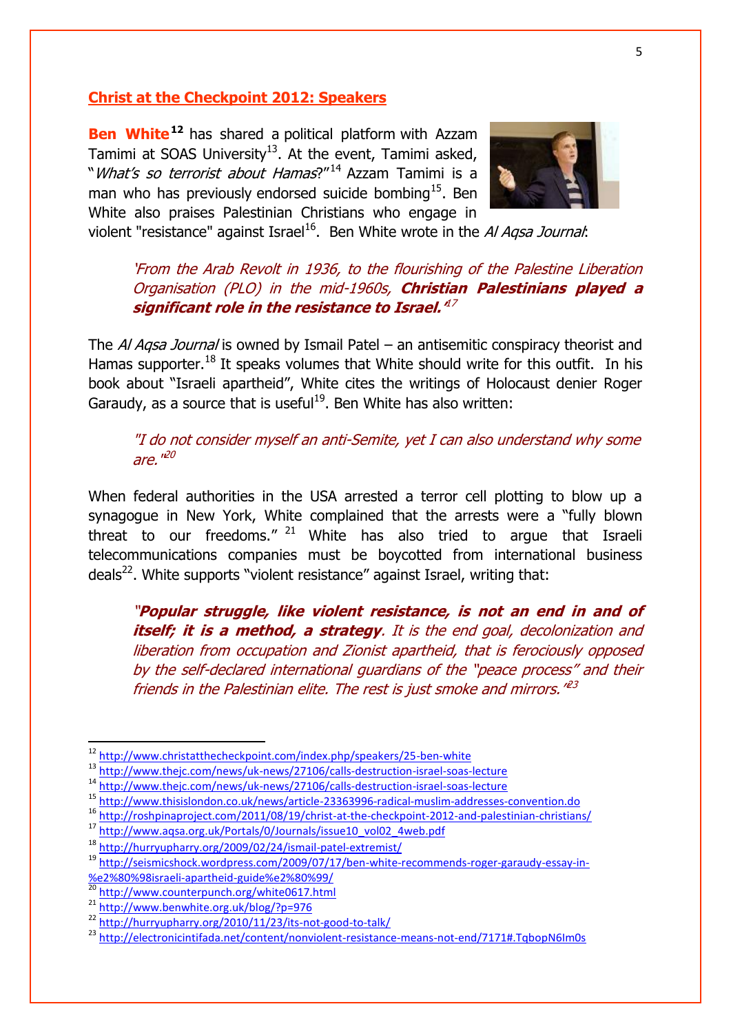## Christ at the Checkpoint 2012: Speakers

**Ben White**[12] has shared a political platform with Azzam Tamimi at SOAS University[13]. At the event, Tamimi asked, "*What's so terrorist about Hamas*?"[14] Azzam Tamimi is a man who has previously endorsed suicide bombing[15]. Ben White also praises Palestinian Christians who engage in violent "resistance" against Israel[16]. Ben White wrote in the *Al Aqsa Journal*:

> *'From the Arab Revolt in 1936, to the flourishing of the Palestine Liberation Organisation (PLO) in the mid-1960s,* ***Christian Palestinians played a significant role in the resistance to Israel.'***[17]

The *Al Aqsa Journal* is owned by Ismail Patel – an antisemitic conspiracy theorist and Hamas supporter.[18] It speaks volumes that White should write for this outfit. In his book about "Israeli apartheid", White cites the writings of Holocaust denier Roger Garaudy, as a source that is useful[19]. Ben White has also written:

> *"I do not consider myself an anti-Semite, yet I can also understand why some are."*[20]

When federal authorities in the USA arrested a terror cell plotting to blow up a synagogue in New York, White complained that the arrests were a "fully blown threat to our freedoms." [21] White has also tried to argue that Israeli telecommunications companies must be boycotted from international business deals[22]. White supports "violent resistance" against Israel, writing that:

> *"**Popular struggle, like violent resistance, is not an end in and of itself; it is a method, a strategy**. It is the end goal, decolonization and liberation from occupation and Zionist apartheid, that is ferociously opposed by the self-declared international guardians of the "peace process" and their friends in the Palestinian elite. The rest is just smoke and mirrors."*[23]

---

[12] http://www.christatthecheckpoint.com/index.php/speakers/25-ben-white
[13] http://www.thejc.com/news/uk-news/27106/calls-destruction-israel-soas-lecture
[14] http://www.thejc.com/news/uk-news/27106/calls-destruction-israel-soas-lecture
[15] http://www.thisislondon.co.uk/news/article-23363996-radical-muslim-addresses-convention.do
[16] http://roshpinaproject.com/2011/08/19/christ-at-the-checkpoint-2012-and-palestinian-christians/
[17] http://www.aqsa.org.uk/Portals/0/Journals/issue10_vol02_4web.pdf
[18] http://hurryupharry.org/2009/02/24/ismail-patel-extremist/
[19] http://seismicshock.wordpress.com/2009/07/17/ben-white-recommends-roger-garaudy-essay-in-%e2%80%98israeli-apartheid-guide%e2%80%99/
[20] http://www.counterpunch.org/white0617.html
[21] http://www.benwhite.org.uk/blog/?p=976
[22] http://hurryupharry.org/2010/11/23/its-not-good-to-talk/
[23] http://electronicintifada.net/content/nonviolent-resistance-means-not-end/7171#.TqbopN6Im0s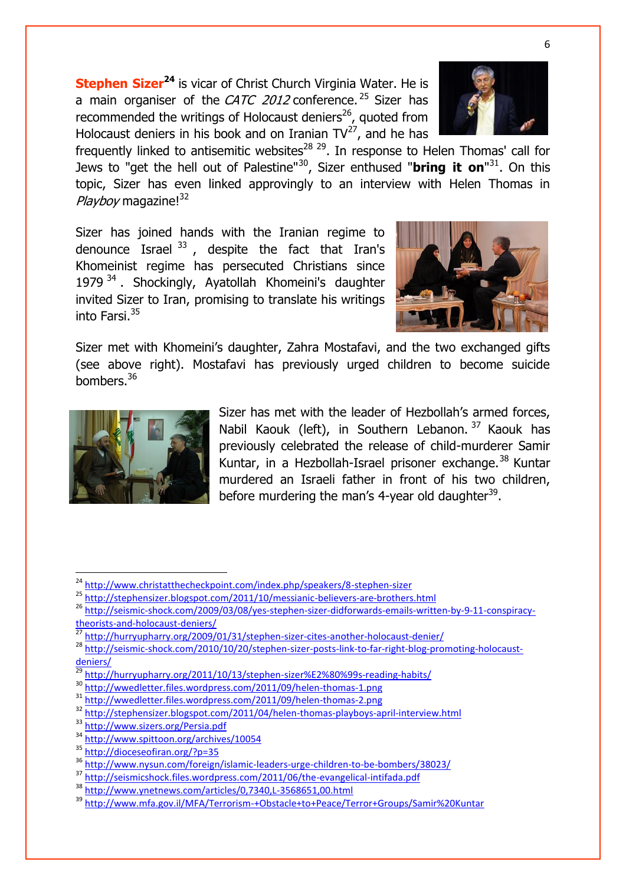**Stephen Sizer**[24] is vicar of Christ Church Virginia Water. He is a main organiser of the *CATC 2012* conference.[25] Sizer has recommended the writings of Holocaust deniers[26], quoted from Holocaust deniers in his book and on Iranian TV[27], and he has frequently linked to antisemitic websites[28] [29]. In response to Helen Thomas' call for Jews to "get the hell out of Palestine"[30], Sizer enthused "**bring it on**"[31]. On this topic, Sizer has even linked approvingly to an interview with Helen Thomas in *Playboy* magazine![32]

Sizer has joined hands with the Iranian regime to denounce Israel [33], despite the fact that Iran's Khomeinist regime has persecuted Christians since 1979 [34]. Shockingly, Ayatollah Khomeini's daughter invited Sizer to Iran, promising to translate his writings into Farsi.[35]

Sizer met with Khomeini's daughter, Zahra Mostafavi, and the two exchanged gifts (see above right). Mostafavi has previously urged children to become suicide bombers.[36]

Sizer has met with the leader of Hezbollah's armed forces, Nabil Kaouk (left), in Southern Lebanon.[37] Kaouk has previously celebrated the release of child-murderer Samir Kuntar, in a Hezbollah-Israel prisoner exchange.[38] Kuntar murdered an Israeli father in front of his two children, before murdering the man's 4-year old daughter[39].

---

[24] http://www.christatthecheckpoint.com/index.php/speakers/8-stephen-sizer
[25] http://stephensizer.blogspot.com/2011/10/messianic-believers-are-brothers.html
[26] http://seismic-shock.com/2009/03/08/yes-stephen-sizer-didforwards-emails-written-by-9-11-conspiracy-theorists-and-holocaust-deniers/
[27] http://hurryupharry.org/2009/01/31/stephen-sizer-cites-another-holocaust-denier/
[28] http://seismic-shock.com/2010/10/20/stephen-sizer-posts-link-to-far-right-blog-promoting-holocaust-deniers/
[29] http://hurryupharry.org/2011/10/13/stephen-sizer%E2%80%99s-reading-habits/
[30] http://wwedletter.files.wordpress.com/2011/09/helen-thomas-1.png
[31] http://wwedletter.files.wordpress.com/2011/09/helen-thomas-2.png
[32] http://stephensizer.blogspot.com/2011/04/helen-thomas-playboys-april-interview.html
[33] http://www.sizers.org/Persia.pdf
[34] http://www.spittoon.org/archives/10054
[35] http://dioceseofiran.org/?p=35
[36] http://www.nysun.com/foreign/islamic-leaders-urge-children-to-be-bombers/38023/
[37] http://seismicshock.files.wordpress.com/2011/06/the-evangelical-intifada.pdf
[38] http://www.ynetnews.com/articles/0,7340,L-3568651,00.html
[39] http://www.mfa.gov.il/MFA/Terrorism-+Obstacle+to+Peace/Terror+Groups/Samir%20Kuntar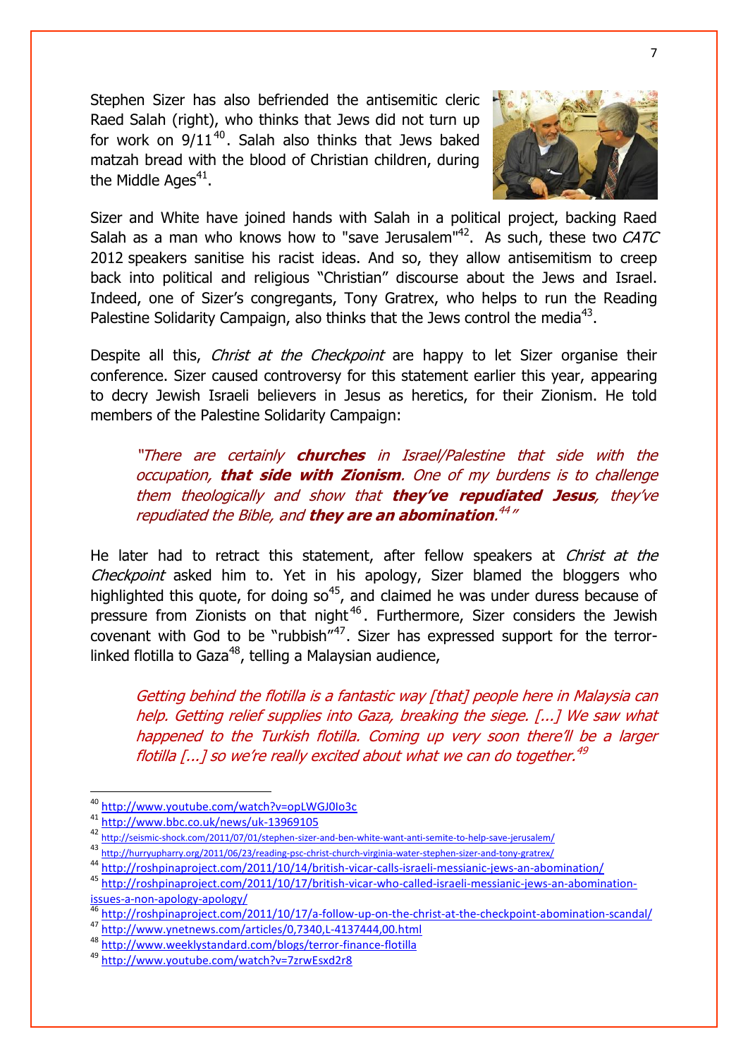Stephen Sizer has also befriended the antisemitic cleric Raed Salah (right), who thinks that Jews did not turn up for work on 9/11[40]. Salah also thinks that Jews baked matzah bread with the blood of Christian children, during the Middle Ages[41].

Sizer and White have joined hands with Salah in a political project, backing Raed Salah as a man who knows how to "save Jerusalem"[42]. As such, these two *CATC* 2012 speakers sanitise his racist ideas. And so, they allow antisemitism to creep back into political and religious "Christian" discourse about the Jews and Israel. Indeed, one of Sizer's congregants, Tony Gratrex, who helps to run the Reading Palestine Solidarity Campaign, also thinks that the Jews control the media[43].

Despite all this, *Christ at the Checkpoint* are happy to let Sizer organise their conference. Sizer caused controversy for this statement earlier this year, appearing to decry Jewish Israeli believers in Jesus as heretics, for their Zionism. He told members of the Palestine Solidarity Campaign:

> *"There are certainly* ***churches*** *in Israel/Palestine that side with the occupation,* ***that side with Zionism****. One of my burdens is to challenge them theologically and show that* ***they've repudiated Jesus****, they've repudiated the Bible, and* ***they are an abomination****.[44]"*

He later had to retract this statement, after fellow speakers at *Christ at the Checkpoint* asked him to. Yet in his apology, Sizer blamed the bloggers who highlighted this quote, for doing so[45], and claimed he was under duress because of pressure from Zionists on that night[46]. Furthermore, Sizer considers the Jewish covenant with God to be "rubbish"[47]. Sizer has expressed support for the terror-linked flotilla to Gaza[48], telling a Malaysian audience,

> *Getting behind the flotilla is a fantastic way [that] people here in Malaysia can help. Getting relief supplies into Gaza, breaking the siege. [...] We saw what happened to the Turkish flotilla. Coming up very soon there'll be a larger flotilla [...] so we're really excited about what we can do together.[49]*

---

[40] http://www.youtube.com/watch?v=opLWGJ0Io3c
[41] http://www.bbc.co.uk/news/uk-13969105
[42] http://seismic-shock.com/2011/07/01/stephen-sizer-and-ben-white-want-anti-semite-to-help-save-jerusalem/
[43] http://hurryupharry.org/2011/06/23/reading-psc-christ-church-virginia-water-stephen-sizer-and-tony-gratrex/
[44] http://roshpinaproject.com/2011/10/14/british-vicar-calls-israeli-messianic-jews-an-abomination/
[45] http://roshpinaproject.com/2011/10/17/british-vicar-who-called-israeli-messianic-jews-an-abomination-issues-a-non-apology-apology/
[46] http://roshpinaproject.com/2011/10/17/a-follow-up-on-the-christ-at-the-checkpoint-abomination-scandal/
[47] http://www.ynetnews.com/articles/0,7340,L-4137444,00.html
[48] http://www.weeklystandard.com/blogs/terror-finance-flotilla
[49] http://www.youtube.com/watch?v=7zrwEsxd2r8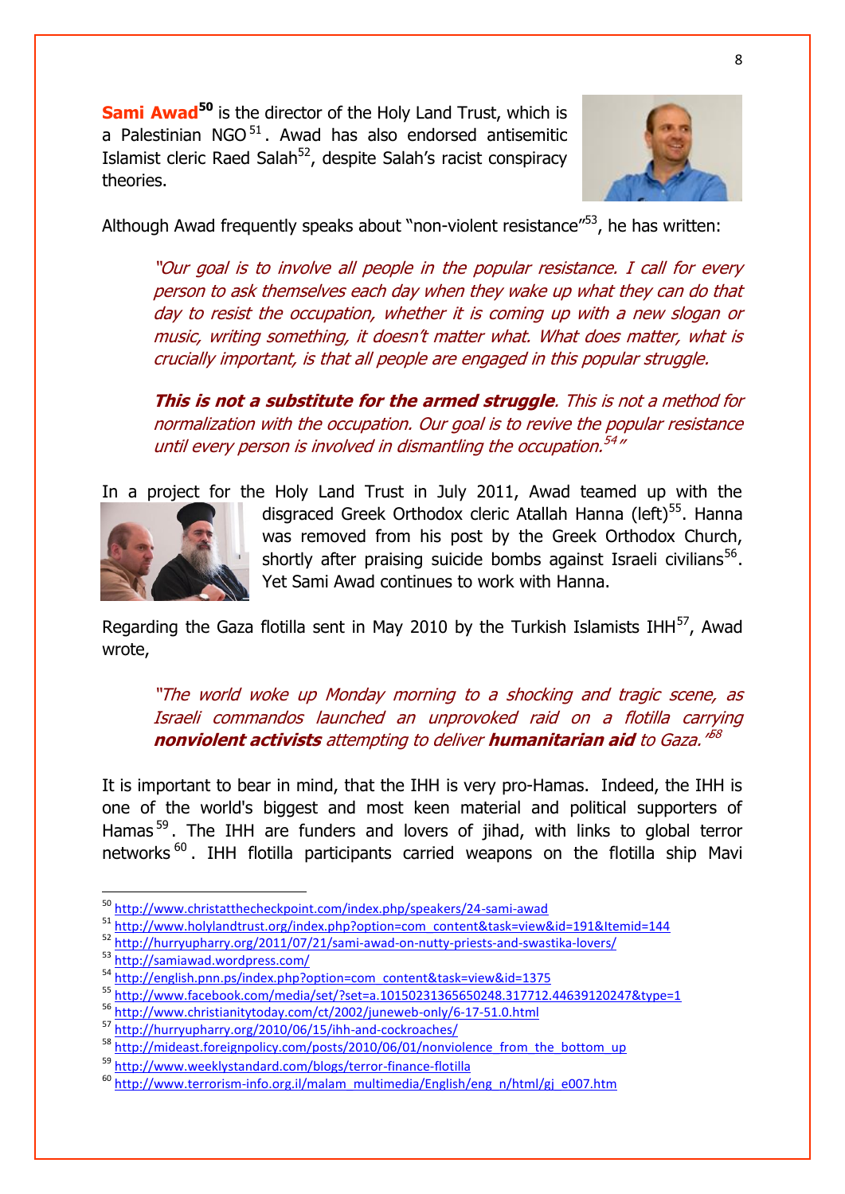**Sami Awad**[50] is the director of the Holy Land Trust, which is a Palestinian NGO[51]. Awad has also endorsed antisemitic Islamist cleric Raed Salah[52], despite Salah's racist conspiracy theories.

Although Awad frequently speaks about "non-violent resistance"[53], he has written:

> *"Our goal is to involve all people in the popular resistance. I call for every person to ask themselves each day when they wake up what they can do that day to resist the occupation, whether it is coming up with a new slogan or music, writing something, it doesn't matter what. What does matter, what is crucially important, is that all people are engaged in this popular struggle.*
>
> ***This is not a substitute for the armed struggle**. This is not a method for normalization with the occupation. Our goal is to revive the popular resistance until every person is involved in dismantling the occupation.*[54]*"*

In a project for the Holy Land Trust in July 2011, Awad teamed up with the disgraced Greek Orthodox cleric Atallah Hanna (left)[55]. Hanna was removed from his post by the Greek Orthodox Church, shortly after praising suicide bombs against Israeli civilians[56]. Yet Sami Awad continues to work with Hanna.

Regarding the Gaza flotilla sent in May 2010 by the Turkish Islamists IHH[57], Awad wrote,

> *"The world woke up Monday morning to a shocking and tragic scene, as Israeli commandos launched an unprovoked raid on a flotilla carrying **nonviolent activists** attempting to deliver **humanitarian aid** to Gaza."*[58]

It is important to bear in mind, that the IHH is very pro-Hamas. Indeed, the IHH is one of the world's biggest and most keen material and political supporters of Hamas[59]. The IHH are funders and lovers of jihad, with links to global terror networks[60]. IHH flotilla participants carried weapons on the flotilla ship Mavi

---

[50] http://www.christatthecheckpoint.com/index.php/speakers/24-sami-awad

[51] http://www.holylandtrust.org/index.php?option=com_content&task=view&id=191&Itemid=144

[52] http://hurryupharry.org/2011/07/21/sami-awad-on-nutty-priests-and-swastika-lovers/

[53] http://samiawad.wordpress.com/

[54] http://english.pnn.ps/index.php?option=com_content&task=view&id=1375

[55] http://www.facebook.com/media/set/?set=a.10150231365650248.317712.44639120247&type=1

[56] http://www.christianitytoday.com/ct/2002/juneweb-only/6-17-51.0.html

[57] http://hurryupharry.org/2010/06/15/ihh-and-cockroaches/

[58] http://mideast.foreignpolicy.com/posts/2010/06/01/nonviolence_from_the_bottom_up

[59] http://www.weeklystandard.com/blogs/terror-finance-flotilla

[60] http://www.terrorism-info.org.il/malam_multimedia/English/eng_n/html/gj_e007.htm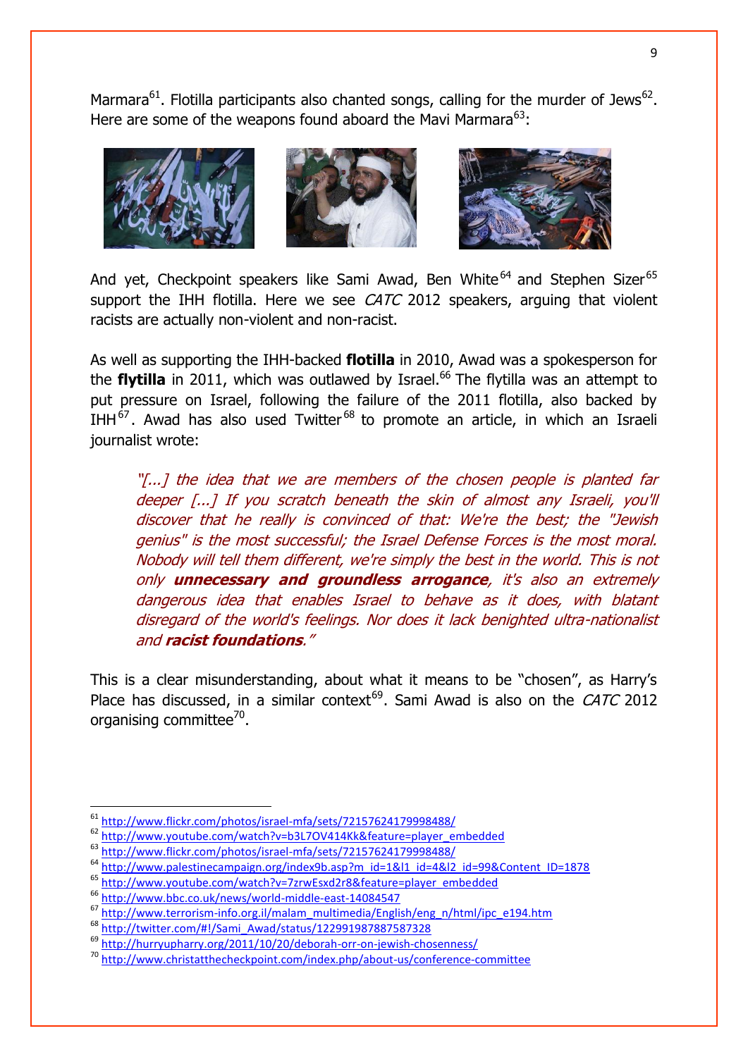Marmara[61]. Flotilla participants also chanted songs, calling for the murder of Jews[62]. Here are some of the weapons found aboard the Mavi Marmara[63]:

And yet, Checkpoint speakers like Sami Awad, Ben White[64] and Stephen Sizer[65] support the IHH flotilla. Here we see *CATC* 2012 speakers, arguing that violent racists are actually non-violent and non-racist.

As well as supporting the IHH-backed **flotilla** in 2010, Awad was a spokesperson for the **flytilla** in 2011, which was outlawed by Israel.[66] The flytilla was an attempt to put pressure on Israel, following the failure of the 2011 flotilla, also backed by IHH[67]. Awad has also used Twitter[68] to promote an article, in which an Israeli journalist wrote:

> *"[...] the idea that we are members of the chosen people is planted far deeper [...] If you scratch beneath the skin of almost any Israeli, you'll discover that he really is convinced of that: We're the best; the "Jewish genius" is the most successful; the Israel Defense Forces is the most moral. Nobody will tell them different, we're simply the best in the world. This is not only **unnecessary and groundless arrogance**, it's also an extremely dangerous idea that enables Israel to behave as it does, with blatant disregard of the world's feelings. Nor does it lack benighted ultra-nationalist and **racist foundations**."*

This is a clear misunderstanding, about what it means to be "chosen", as Harry's Place has discussed, in a similar context[69]. Sami Awad is also on the *CATC* 2012 organising committee[70].

---

[61] http://www.flickr.com/photos/israel-mfa/sets/72157624179998488/
[62] http://www.youtube.com/watch?v=b3L7OV414Kk&feature=player_embedded
[63] http://www.flickr.com/photos/israel-mfa/sets/72157624179998488/
[64] http://www.palestinecampaign.org/index9b.asp?m_id=1&l1_id=4&l2_id=99&Content_ID=1878
[65] http://www.youtube.com/watch?v=7zrwEsxd2r8&feature=player_embedded
[66] http://www.bbc.co.uk/news/world-middle-east-14084547
[67] http://www.terrorism-info.org.il/malam_multimedia/English/eng_n/html/ipc_e194.htm
[68] http://twitter.com/#!/Sami_Awad/status/122991987887587328
[69] http://hurryupharry.org/2011/10/20/deborah-orr-on-jewish-chosenness/
[70] http://www.christatthecheckpoint.com/index.php/about-us/conference-committee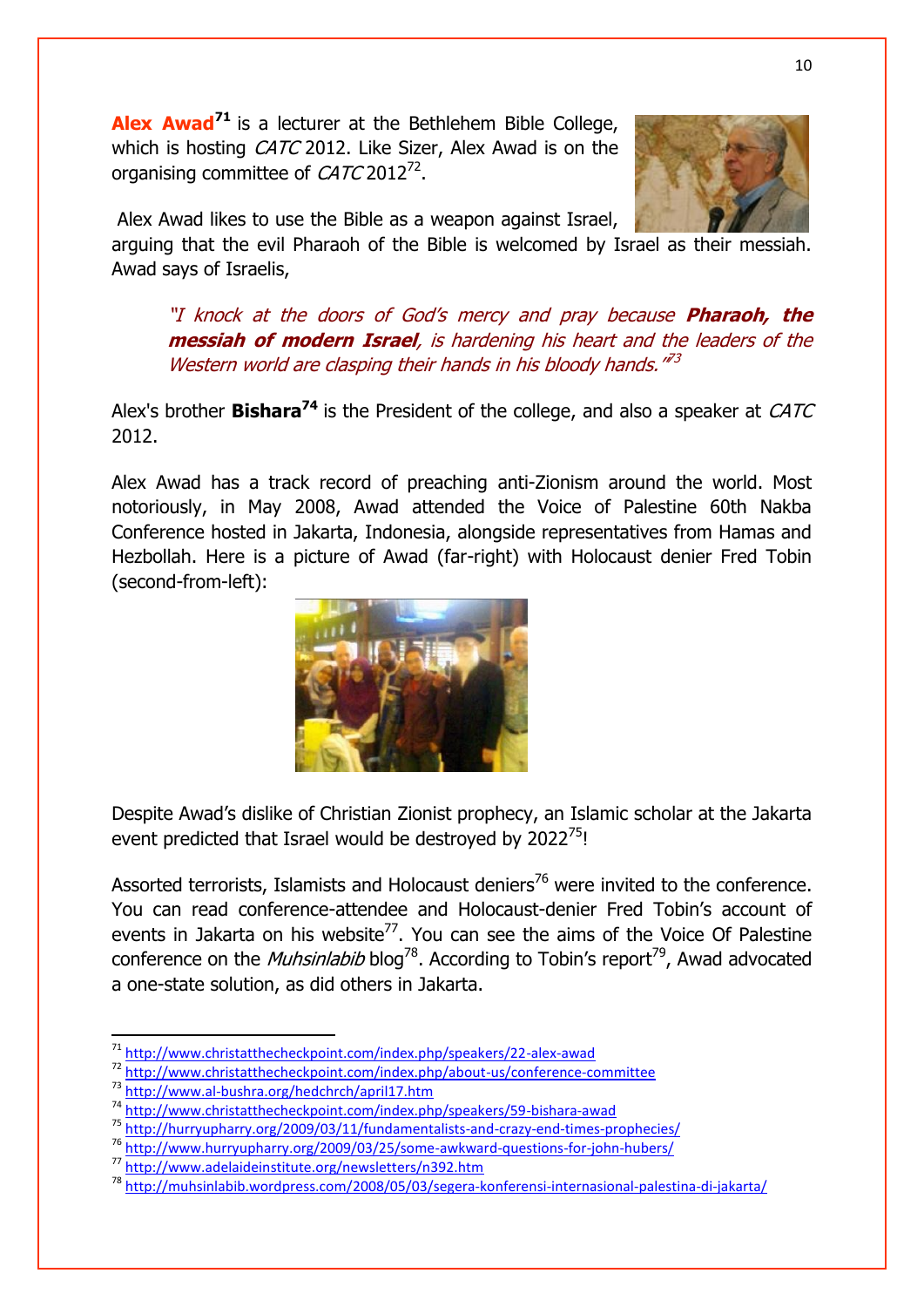**Alex Awad**[71] is a lecturer at the Bethlehem Bible College, which is hosting *CATC* 2012. Like Sizer, Alex Awad is on the organising committee of *CATC* 2012[72].

Alex Awad likes to use the Bible as a weapon against Israel, arguing that the evil Pharaoh of the Bible is welcomed by Israel as their messiah. Awad says of Israelis,

> *"I knock at the doors of God's mercy and pray because **Pharaoh, the messiah of modern Israel**, is hardening his heart and the leaders of the Western world are clasping their hands in his bloody hands."*[73]

Alex's brother **Bishara**[74] is the President of the college, and also a speaker at *CATC* 2012.

Alex Awad has a track record of preaching anti-Zionism around the world. Most notoriously, in May 2008, Awad attended the Voice of Palestine 60th Nakba Conference hosted in Jakarta, Indonesia, alongside representatives from Hamas and Hezbollah. Here is a picture of Awad (far-right) with Holocaust denier Fred Tobin (second-from-left):

Despite Awad's dislike of Christian Zionist prophecy, an Islamic scholar at the Jakarta event predicted that Israel would be destroyed by 2022[75]!

Assorted terrorists, Islamists and Holocaust deniers[76] were invited to the conference. You can read conference-attendee and Holocaust-denier Fred Tobin's account of events in Jakarta on his website[77]. You can see the aims of the Voice Of Palestine conference on the *Muhsinlabib* blog[78]. According to Tobin's report[79], Awad advocated a one-state solution, as did others in Jakarta.

---

[71] http://www.christatthecheckpoint.com/index.php/speakers/22-alex-awad
[72] http://www.christatthecheckpoint.com/index.php/about-us/conference-committee
[73] http://www.al-bushra.org/hedchrch/april17.htm
[74] http://www.christatthecheckpoint.com/index.php/speakers/59-bishara-awad
[75] http://hurryupharry.org/2009/03/11/fundamentalists-and-crazy-end-times-prophecies/
[76] http://www.hurryupharry.org/2009/03/25/some-awkward-questions-for-john-hubers/
[77] http://www.adelaideinstitute.org/newsletters/n392.htm
[78] http://muhsinlabib.wordpress.com/2008/05/03/segera-konferensi-internasional-palestina-di-jakarta/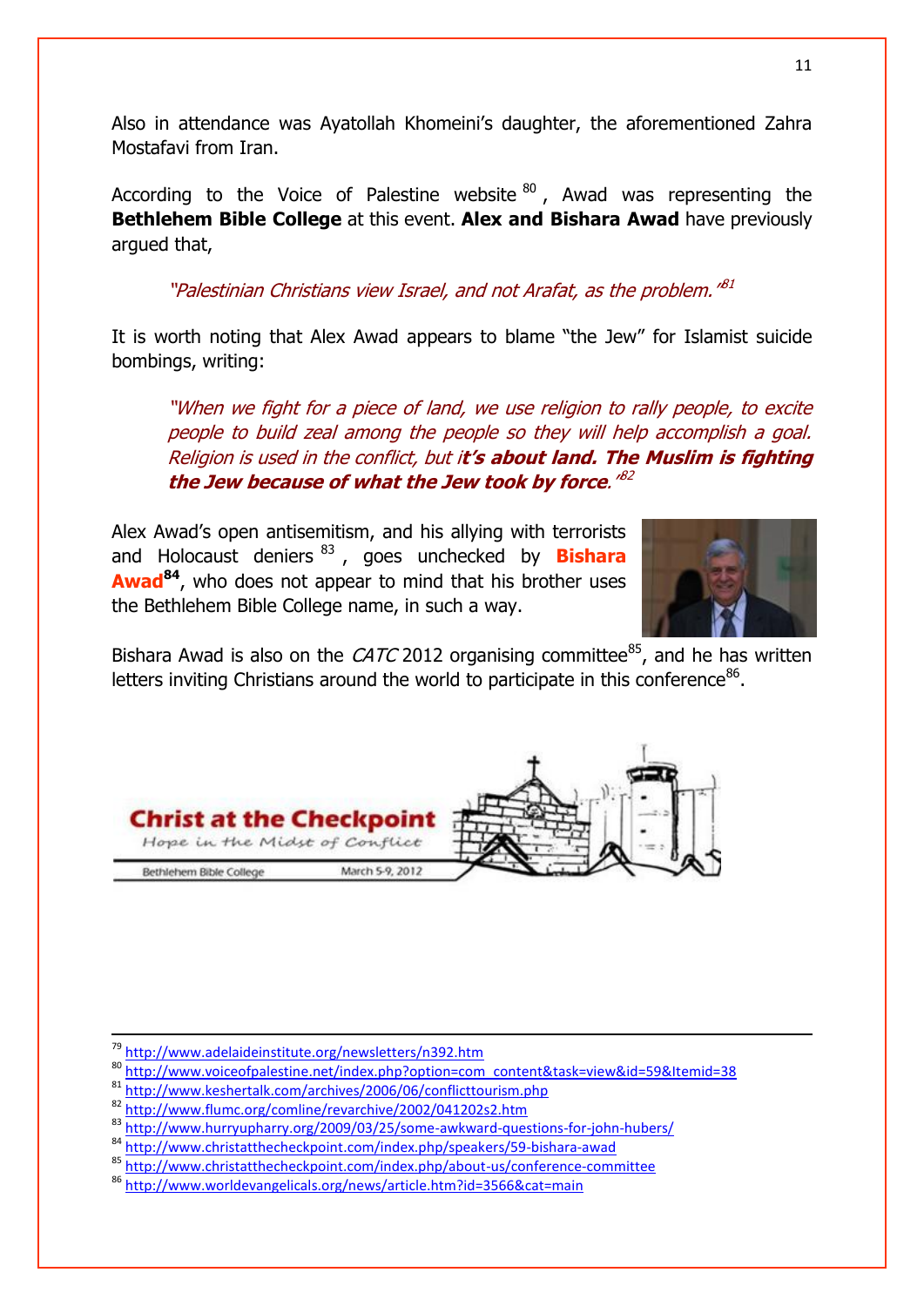Also in attendance was Ayatollah Khomeini's daughter, the aforementioned Zahra Mostafavi from Iran.

According to the Voice of Palestine website [80], Awad was representing the **Bethlehem Bible College** at this event. **Alex and Bishara Awad** have previously argued that,

> *"Palestinian Christians view Israel, and not Arafat, as the problem."*[81]

It is worth noting that Alex Awad appears to blame "the Jew" for Islamist suicide bombings, writing:

> *"When we fight for a piece of land, we use religion to rally people, to excite people to build zeal among the people so they will help accomplish a goal. Religion is used in the conflict, but i**t's about land. The Muslim is fighting the Jew because of what the Jew took by force**."*[82]

Alex Awad's open antisemitism, and his allying with terrorists and Holocaust deniers [83], goes unchecked by **Bishara Awad**[84], who does not appear to mind that his brother uses the Bethlehem Bible College name, in such a way.

Bishara Awad is also on the *CATC* 2012 organising committee[85], and he has written letters inviting Christians around the world to participate in this conference[86].

Christ at the Checkpoint
Hope in the Midst of Conflict
Bethlehem Bible College March 5-9, 2012

---

[79] http://www.adelaideinstitute.org/newsletters/n392.htm
[80] http://www.voiceofpalestine.net/index.php?option=com_content&task=view&id=59&Itemid=38
[81] http://www.keshertalk.com/archives/2006/06/conflicttourism.php
[82] http://www.flumc.org/comline/revarchive/2002/041202s2.htm
[83] http://www.hurryupharry.org/2009/03/25/some-awkward-questions-for-john-hubers/
[84] http://www.christatthecheckpoint.com/index.php/speakers/59-bishara-awad
[85] http://www.christatthecheckpoint.com/index.php/about-us/conference-committee
[86] http://www.worldevangelicals.org/news/article.htm?id=3566&cat=main